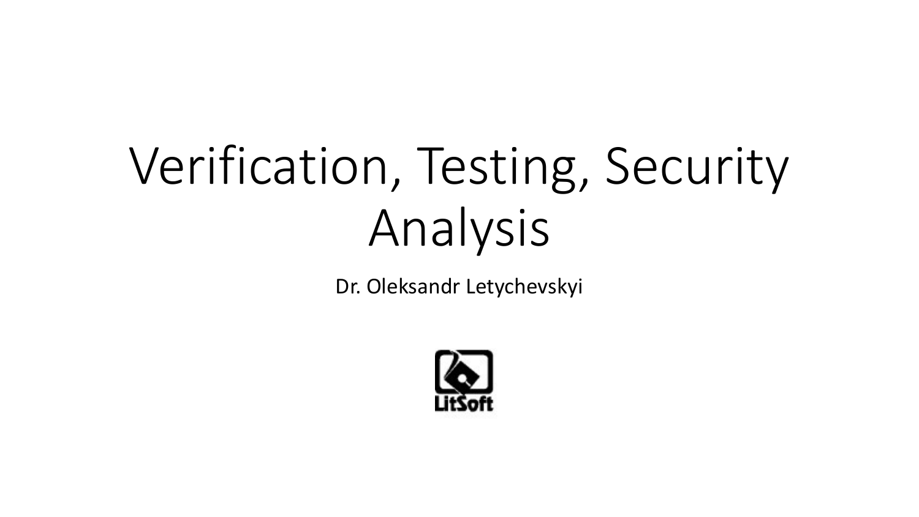# Verification, Testing, Security Analysis

Dr. Oleksandr Letychevskyi

LitSoft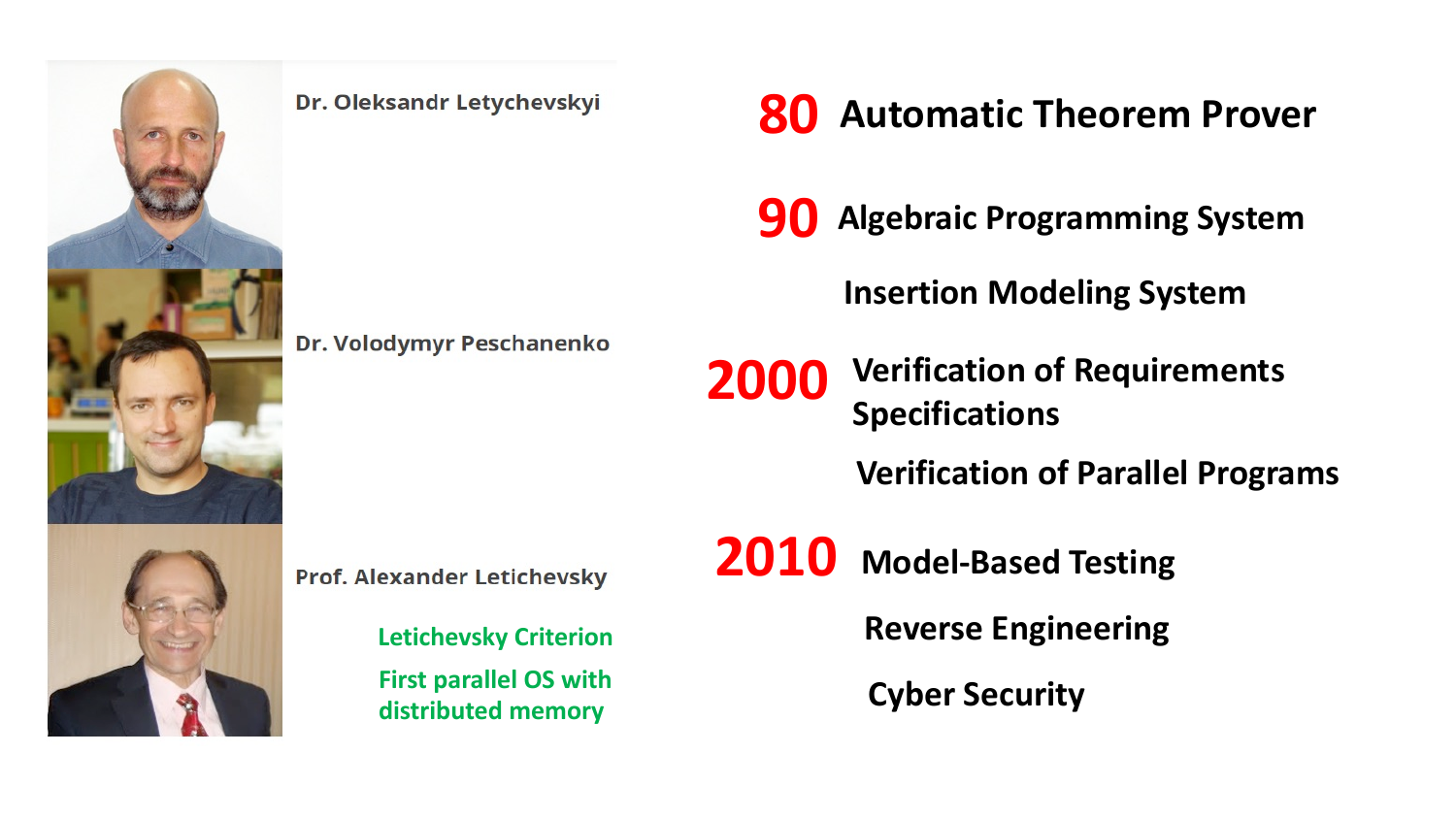Dr. Oleksandr Letychevskyi

Dr. Volodymyr Peschanenko

Prof. Alexander Letichevsky

Letichevsky Criterion

First parallel OS with distributed memory

**80** Automatic Theorem Prover

**90** Algebraic Programming System

Insertion Modeling System

**2000** Verification of Requirements Specifications

Verification of Parallel Programs

**2010** Model-Based Testing

Reverse Engineering

Cyber Security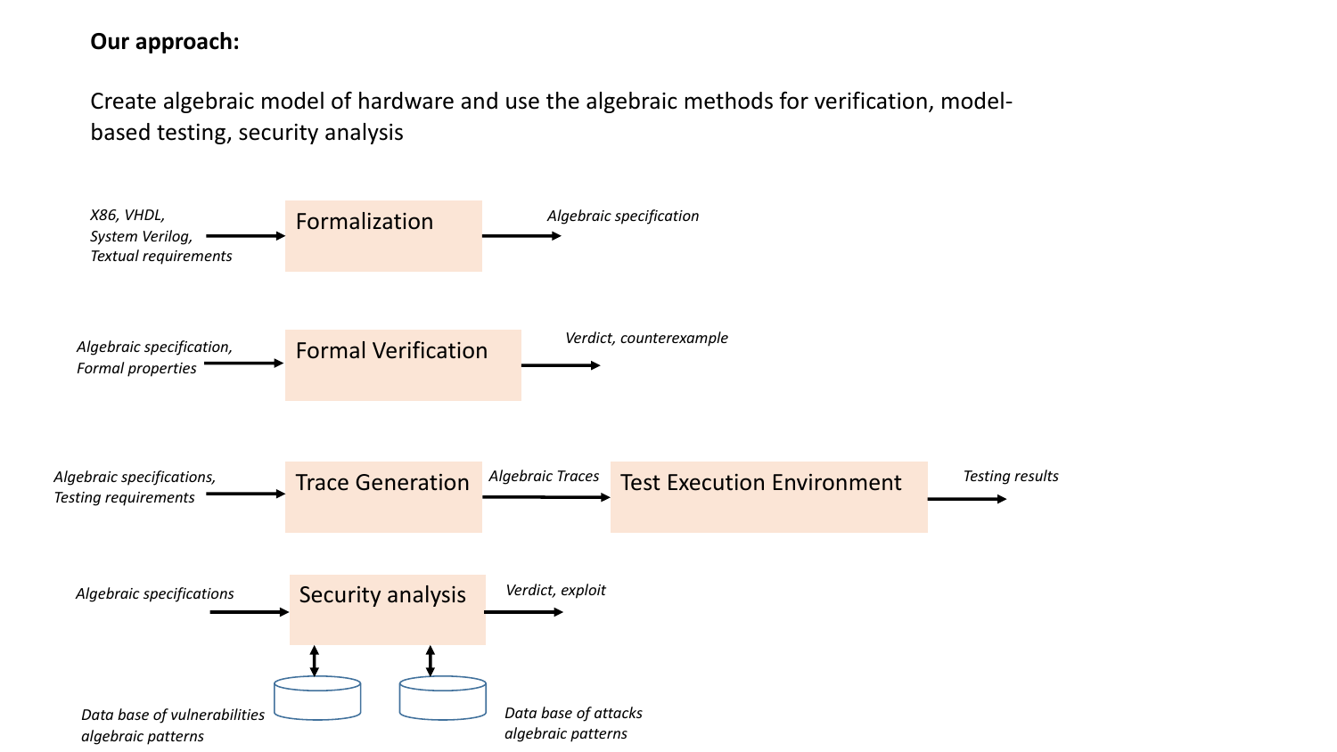**Our approach:**

Create algebraic model of hardware and use the algebraic methods for verification, model-based testing, security analysis

*X86, VHDL, System Verilog, Textual requirements* → **Formalization** → *Algebraic specification*

*Algebraic specification, Formal properties* → **Formal Verification** → *Verdict, counterexample*

*Algebraic specifications, Testing requirements* → **Trace Generation** → *Algebraic Traces* → **Test Execution Environment** → *Testing results*

*Algebraic specifications* → **Security analysis** → *Verdict, exploit*

**Security analysis** ↔ *Data base of vulnerabilities algebraic patterns*

**Security analysis** ↔ *Data base of attacks algebraic patterns*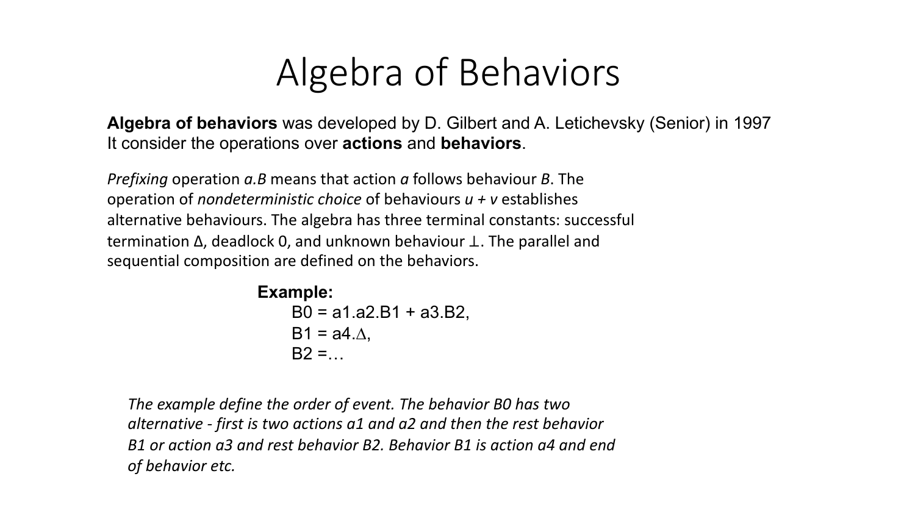# Algebra of Behaviors

**Algebra of behaviors** was developed by D. Gilbert and A. Letichevsky (Senior) in 1997
It consider the operations over **actions** and **behaviors**.

*Prefixing* operation *a.B* means that action *a* follows behaviour *B*. The operation of *nondeterministic choice* of behaviours *u + v* establishes alternative behaviours. The algebra has three terminal constants: successful termination Δ, deadlock 0, and unknown behaviour ⊥. The parallel and sequential composition are defined on the behaviors.

**Example:**

B0 = a1.a2.B1 + a3.B2,
B1 = a4.Δ,
B2 =…

*The example define the order of event. The behavior B0 has two alternative - first is two actions a1 and a2 and then the rest behavior B1 or action a3 and rest behavior B2. Behavior B1 is action a4 and end of behavior etc.*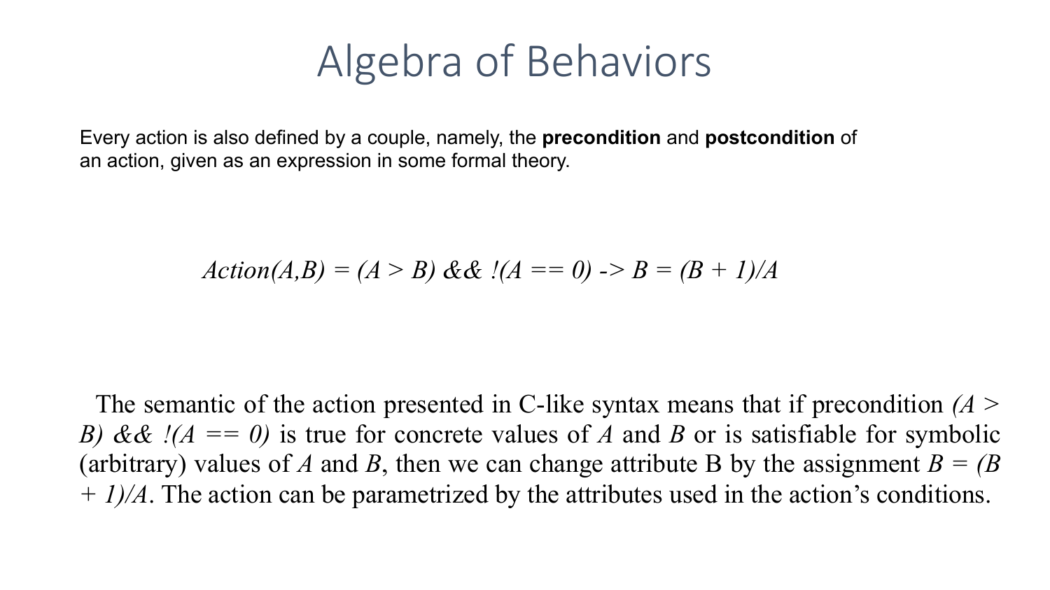# Algebra of Behaviors

Every action is also defined by a couple, namely, the **precondition** and **postcondition** of an action, given as an expression in some formal theory.

*Action(A,B) = (A > B) && !(A == 0) -> B = (B + 1)/A*

The semantic of the action presented in C-like syntax means that if precondition *(A > B) && !(A == 0)* is true for concrete values of *A* and *B* or is satisfiable for symbolic (arbitrary) values of *A* and *B*, then we can change attribute B by the assignment *B = (B + 1)/A*. The action can be parametrized by the attributes used in the action's conditions.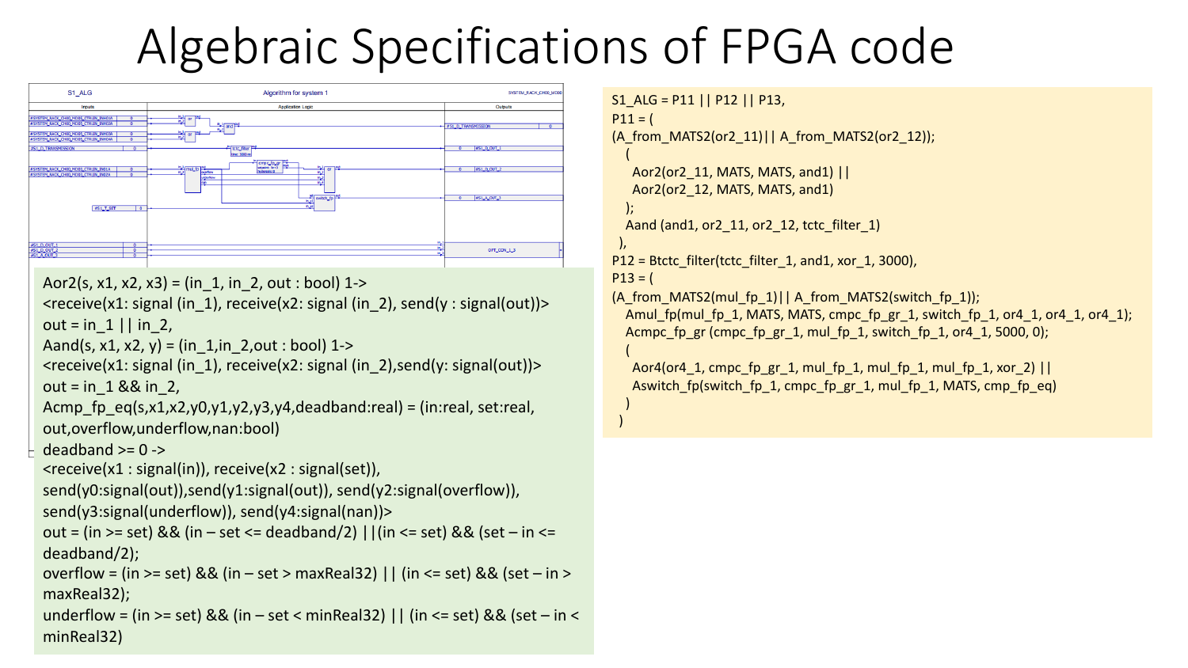# Algebraic Specifications of FPGA code

```
Aor2(s, x1, x2, x3) = (in_1, in_2, out : bool) 1->
<receive(x1: signal (in_1), receive(x2: signal (in_2), send(y : signal(out))>
out = in_1 || in_2,
Aand(s, x1, x2, y) = (in_1,in_2,out : bool) 1->
<receive(x1: signal (in_1), receive(x2: signal (in_2),send(y: signal(out))>
out = in_1 && in_2,
Acmp_fp_eq(s,x1,x2,y0,y1,y2,y3,y4,deadband:real) = (in:real, set:real,
out,overflow,underflow,nan:bool)
deadband >= 0 ->
<receive(x1 : signal(in)), receive(x2 : signal(set)),
send(y0:signal(out)),send(y1:signal(out)), send(y2:signal(overflow)),
send(y3:signal(underflow)), send(y4:signal(nan))>
out = (in >= set) && (in – set <= deadband/2) ||(in <= set) && (set – in <=
deadband/2);
overflow = (in >= set) && (in – set > maxReal32) || (in <= set) && (set – in >
maxReal32);
underflow = (in >= set) && (in – set < minReal32) || (in <= set) && (set – in <
minReal32)
```

```
S1_ALG = P11 || P12 || P13,
P11 = (
(A_from_MATS2(or2_11)|| A_from_MATS2(or2_12));
   (
    Aor2(or2_11, MATS, MATS, and1) ||
    Aor2(or2_12, MATS, MATS, and1)
   );
   Aand (and1, or2_11, or2_12, tctc_filter_1)
  ),
P12 = Btctc_filter(tctc_filter_1, and1, xor_1, 3000),
P13 = (
(A_from_MATS2(mul_fp_1)|| A_from_MATS2(switch_fp_1));
   Amul_fp(mul_fp_1, MATS, MATS, cmpc_fp_gr_1, switch_fp_1, or4_1, or4_1, or4_1);
   Acmpc_fp_gr (cmpc_fp_gr_1, mul_fp_1, switch_fp_1, or4_1, 5000, 0);
   (
    Aor4(or4_1, cmpc_fp_gr_1, mul_fp_1, mul_fp_1, mul_fp_1, xor_2) ||
    Aswitch_fp(switch_fp_1, cmpc_fp_gr_1, mul_fp_1, MATS, cmp_fp_eq)
   )
  )
```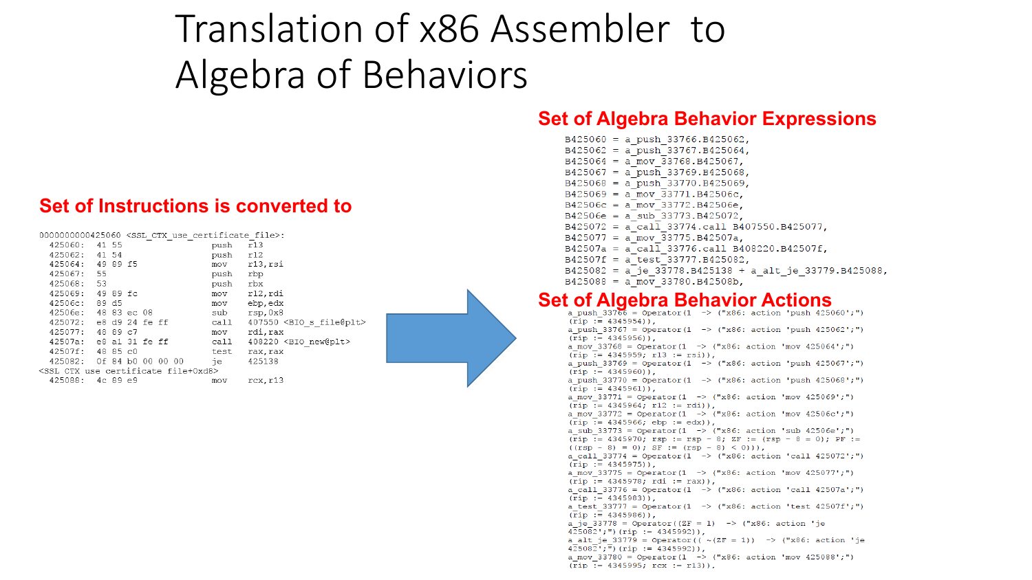# Translation of x86 Assembler to Algebra of Behaviors

## Set of Instructions is converted to

```
0000000000425060 <SSL_CTX_use_certificate_file>:
  425060:  41 55                   push   r13
  425062:  41 54                   push   r12
  425064:  49 89 f5                mov    r13,rsi
  425067:  55                      push   rbp
  425068:  53                      push   rbx
  425069:  49 89 fc                mov    r12,rdi
  42506c:  89 d5                   mov    ebp,edx
  42506e:  48 83 ec 08             sub    rsp,0x8
  425072:  e8 d9 24 fe ff          call   407550 <BIO_s_file@plt>
  425077:  48 89 c7                mov    rdi,rax
  42507a:  e8 a1 31 fe ff          call   408220 <BIO_new@plt>
  42507f:  48 85 c0                test   rax,rax
  425082:  0f 84 b0 00 00 00       je     425138
<SSL_CTX_use_certificate_file+0xd8>
  425088:  4c 89 e9                mov    rcx,r13
```

## Set of Algebra Behavior Expressions

```
B425060 = a_push_33766.B425062,
B425062 = a_push_33767.B425064,
B425064 = a_mov_33768.B425067,
B425067 = a_push_33769.B425068,
B425068 = a_push_33770.B425069,
B425069 = a_mov_33771.B42506c,
B42506c = a_mov_33772.B42506e,
B42506e = a_sub_33773.B425072,
B425072 = a_call_33774.call B407550.B425077,
B425077 = a_mov_33775.B42507a,
B42507a = a_call_33776.call B408220.B42507f,
B42507f = a_test_33777.B425082,
B425082 = a_je_33778.B425138 + a_alt_je_33779.B425088,
B425088 = a_mov_33780.B42508b,
```

## Set of Algebra Behavior Actions

```
a_push_33766 = Operator(1  -> ("x86: action 'push 425060';")
(rip := 4345954)),
a_push_33767 = Operator(1  -> ("x86: action 'push 425062';")
(rip := 4345956)),
a_mov_33768 = Operator(1  -> ("x86: action 'mov 425064';")
(rip := 4345959; r13 := rsi)),
a_push_33769 = Operator(1  -> ("x86: action 'push 425067';")
(rip := 4345960)),
a_push_33770 = Operator(1  -> ("x86: action 'push 425068';")
(rip := 4345961)),
a_mov_33771 = Operator(1  -> ("x86: action 'mov 425069';")
(rip := 4345964; r12 := rdi)),
a_mov_33772 = Operator(1  -> ("x86: action 'mov 42506c';")
(rip := 4345966; ebp := edx)),
a_sub_33773 = Operator(1  -> ("x86: action 'sub 42506e';")
(rip := 4345970; rsp := rsp - 8; ZF := (rsp - 8 = 0); PF :=
((rsp - 8) = 0); SF := (rsp - 8) < 0))),
a_call_33774 = Operator(1  -> ("x86: action 'call 425072';")
(rip := 4345975)),
a_mov_33775 = Operator(1  -> ("x86: action 'mov 425077';")
(rip := 4345978; rdi := rax)),
a_call_33776 = Operator(1  -> ("x86: action 'call 42507a';")
(rip := 4345983)),
a_test_33777 = Operator(1  -> ("x86: action 'test 42507f';")
(rip := 4345986)),
a_je_33778 = Operator((ZF = 1)  -> ("x86: action 'je
425082';")(rip := 4345992)),
a_alt_je_33779 = Operator(( ~(ZF = 1))  -> ("x86: action 'je
425082';")(rip := 4345992)),
a_mov_33780 = Operator(1  -> ("x86: action 'mov 425088';")
(rip := 4345995; rcx := r13)),
```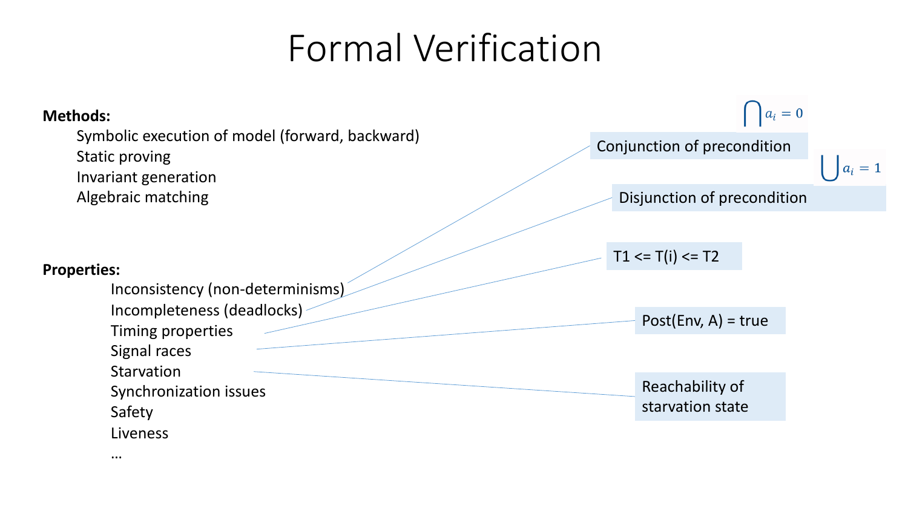# Formal Verification

**Methods:**

- Symbolic execution of model (forward, backward)
- Static proving
- Invariant generation
- Algebraic matching

**Properties:**

- Inconsistency (non-determinisms)
- Incompleteness (deadlocks)
- Timing properties
- Signal races
- Starvation
- Synchronization issues
- Safety
- Liveness
- …

$\bigcap a_i = 0$

Conjunction of precondition

$\bigcup a_i = 1$

Disjunction of precondition

T1 <= T(i) <= T2

Post(Env, A) = true

Reachability of starvation state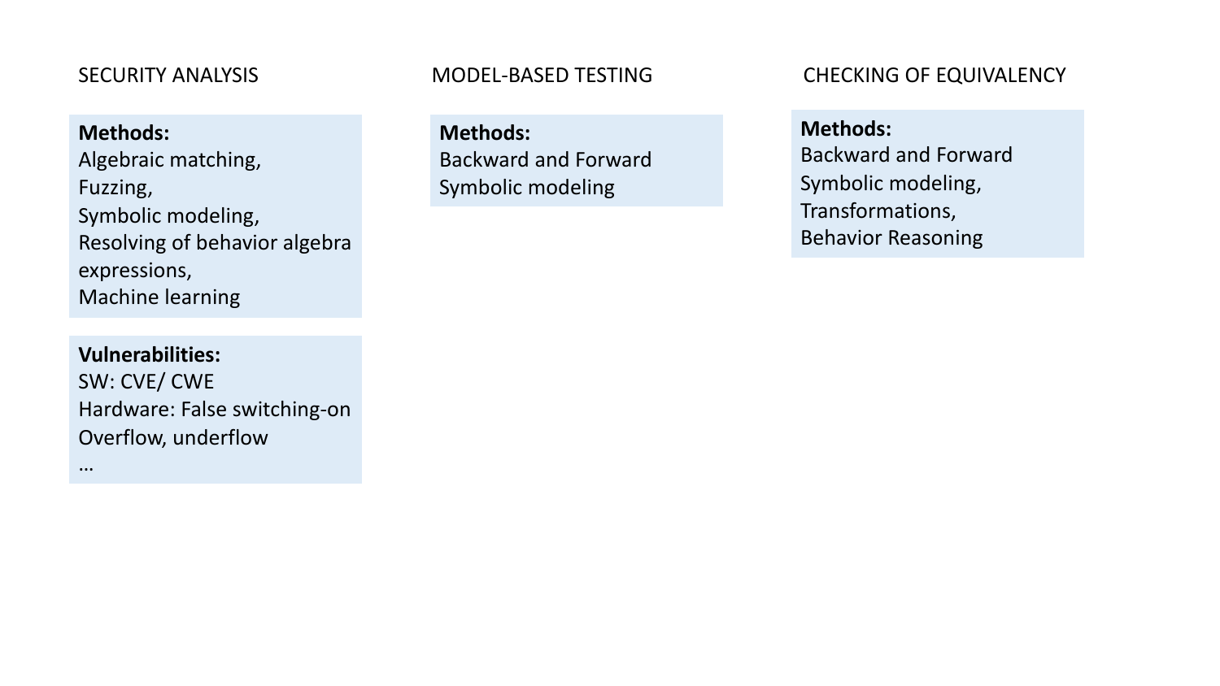## SECURITY ANALYSIS

**Methods:**
Algebraic matching,
Fuzzing,
Symbolic modeling,
Resolving of behavior algebra expressions,
Machine learning

**Vulnerabilities:**
SW: CVE/ CWE
Hardware: False switching-on
Overflow, underflow
…

## MODEL-BASED TESTING

**Methods:**
Backward and Forward
Symbolic modeling

## CHECKING OF EQUIVALENCY

**Methods:**
Backward and Forward
Symbolic modeling,
Transformations,
Behavior Reasoning